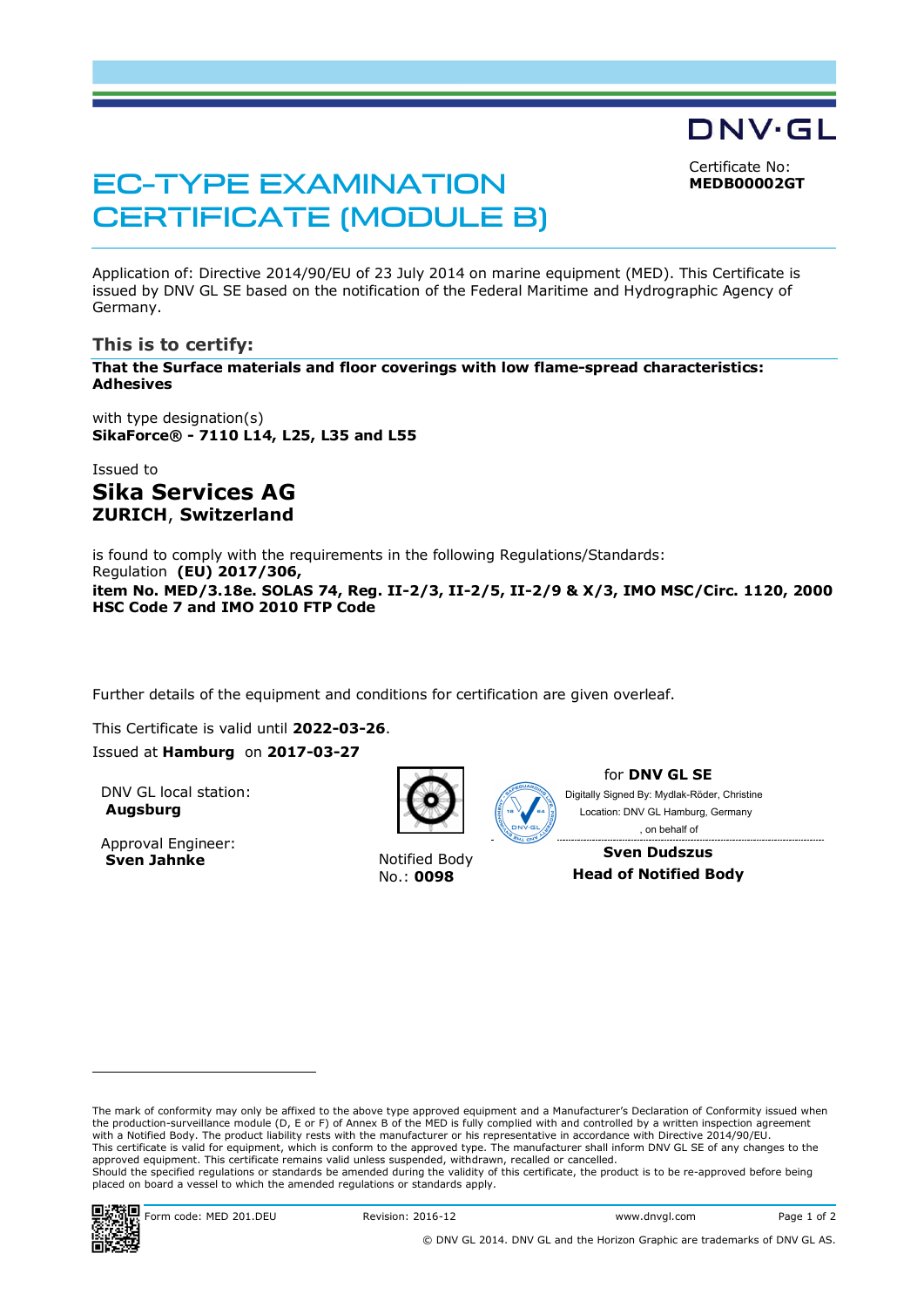DNV·GL

# EC-TYPE EXAMINATION CERTIFICATE (MODULE B)

Certificate No:
**MEDB00002GT**

Application of: Directive 2014/90/EU of 23 July 2014 on marine equipment (MED). This Certificate is issued by DNV GL SE based on the notification of the Federal Maritime and Hydrographic Agency of Germany.

## This is to certify:

**That the Surface materials and floor coverings with low flame-spread characteristics: Adhesives**

with type designation(s)
**SikaForce® - 7110 L14, L25, L35 and L55**

Issued to

## Sika Services AG
**ZURICH, Switzerland**

is found to comply with the requirements in the following Regulations/Standards:
Regulation **(EU) 2017/306,**
**item No. MED/3.18e. SOLAS 74, Reg. II-2/3, II-2/5, II-2/9 & X/3, IMO MSC/Circ. 1120, 2000 HSC Code 7 and IMO 2010 FTP Code**

Further details of the equipment and conditions for certification are given overleaf.

This Certificate is valid until **2022-03-26**.
Issued at **Hamburg** on **2017-03-27**

DNV GL local station:
**Augsburg**

Approval Engineer:
**Sven Jahnke**

Notified Body
No.: **0098**

for **DNV GL SE**
Digitally Signed By: Mydlak-Röder, Christine
Location: DNV GL Hamburg, Germany
, on behalf of

**Sven Dudszus**
**Head of Notified Body**

The mark of conformity may only be affixed to the above type approved equipment and a Manufacturer's Declaration of Conformity issued when the production-surveillance module (D, E or F) of Annex B of the MED is fully complied with and controlled by a written inspection agreement with a Notified Body. The product liability rests with the manufacturer or his representative in accordance with Directive 2014/90/EU.
This certificate is valid for equipment, which is conform to the approved type. The manufacturer shall inform DNV GL SE of any changes to the approved equipment. This certificate remains valid unless suspended, withdrawn, recalled or cancelled.
Should the specified regulations or standards be amended during the validity of this certificate, the product is to be re-approved before being placed on board a vessel to which the amended regulations or standards apply.

Form code: MED 201.DEU Revision: 2016-12 www.dnvgl.com

© DNV GL 2014. DNV GL and the Horizon Graphic are trademarks of DNV GL AS.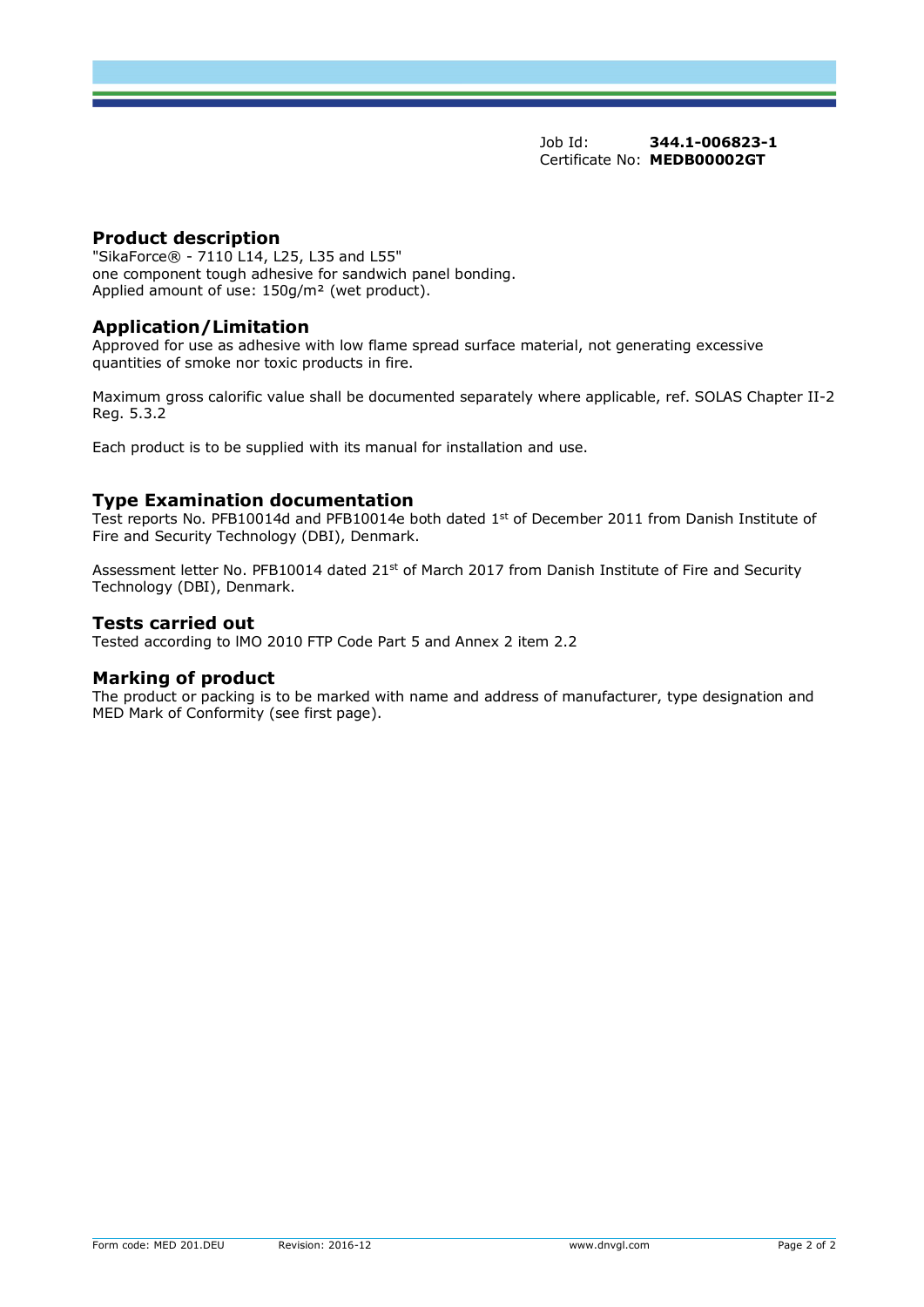Job Id: **344.1-006823-1**
Certificate No: **MEDB00002GT**

## Product description

"SikaForce® - 7110 L14, L25, L35 and L55"
one component tough adhesive for sandwich panel bonding.
Applied amount of use: 150g/m² (wet product).

## Application/Limitation

Approved for use as adhesive with low flame spread surface material, not generating excessive quantities of smoke nor toxic products in fire.

Maximum gross calorific value shall be documented separately where applicable, ref. SOLAS Chapter II-2 Reg. 5.3.2

Each product is to be supplied with its manual for installation and use.

## Type Examination documentation

Test reports No. PFB10014d and PFB10014e both dated 1st of December 2011 from Danish Institute of Fire and Security Technology (DBI), Denmark.

Assessment letter No. PFB10014 dated 21st of March 2017 from Danish Institute of Fire and Security Technology (DBI), Denmark.

## Tests carried out

Tested according to IMO 2010 FTP Code Part 5 and Annex 2 item 2.2

## Marking of product

The product or packing is to be marked with name and address of manufacturer, type designation and MED Mark of Conformity (see first page).